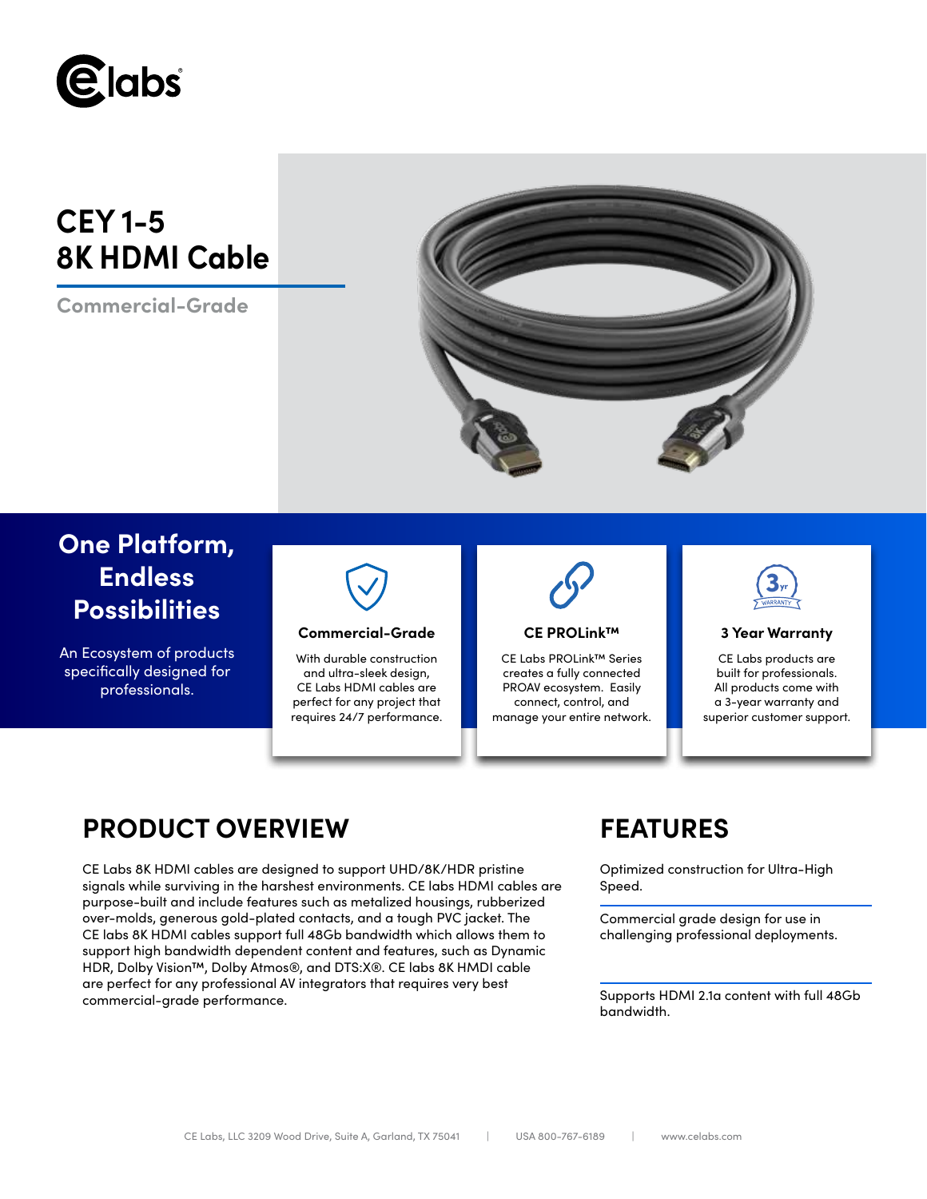# CEY 1-5
# 8K HDMI Cable

Commercial-Grade

## One Platform, Endless Possibilities

An Ecosystem of products specifically designed for professionals.

### Commercial-Grade

With durable construction and ultra-sleek design, CE Labs HDMI cables are perfect for any project that requires 24/7 performance.

### CE PROLink™

CE Labs PROLink™ Series creates a fully connected PROAV ecosystem. Easily connect, control, and manage your entire network.

### 3 Year Warranty

CE Labs products are built for professionals. All products come with a 3-year warranty and superior customer support.

## PRODUCT OVERVIEW

CE Labs 8K HDMI cables are designed to support UHD/8K/HDR pristine signals while surviving in the harshest environments. CE labs HDMI cables are purpose-built and include features such as metalized housings, rubberized over-molds, generous gold-plated contacts, and a tough PVC jacket. The CE labs 8K HDMI cables support full 48Gb bandwidth which allows them to support high bandwidth dependent content and features, such as Dynamic HDR, Dolby Vision™, Dolby Atmos®, and DTS:X®. CE labs 8K HMDI cable are perfect for any professional AV integrators that requires very best commercial-grade performance.

## FEATURES

Optimized construction for Ultra-High Speed.

Commercial grade design for use in challenging professional deployments.

Supports HDMI 2.1a content with full 48Gb bandwidth.

CE Labs, LLC 3209 Wood Drive, Suite A, Garland, TX 75041 | USA 800-767-6189 | www.celabs.com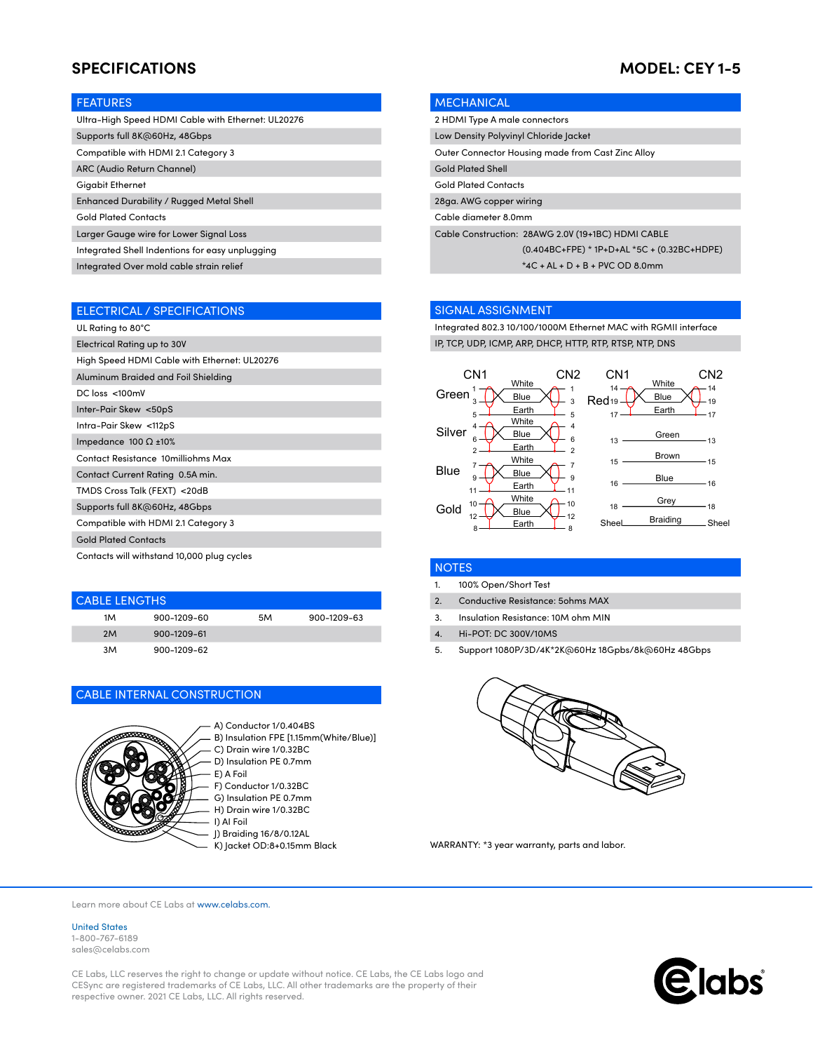# SPECIFICATIONS

# MODEL: CEY 1-5

## FEATURES

- Ultra-High Speed HDMI Cable with Ethernet: UL20276
- Supports full 8K@60Hz, 48Gbps
- Compatible with HDMI 2.1 Category 3
- ARC (Audio Return Channel)
- Gigabit Ethernet
- Enhanced Durability / Rugged Metal Shell
- Gold Plated Contacts
- Larger Gauge wire for Lower Signal Loss
- Integrated Shell Indentions for easy unplugging
- Integrated Over mold cable strain relief

## ELECTRICAL / SPECIFICATIONS

- UL Rating to 80°C
- Electrical Rating up to 30V
- High Speed HDMI Cable with Ethernet: UL20276
- Aluminum Braided and Foil Shielding
- DC loss <100mV
- Inter-Pair Skew <50pS
- Intra-Pair Skew <112pS
- Impedance 100 Ω ±10%
- Contact Resistance 10milliohms Max
- Contact Current Rating 0.5A min.
- TMDS Cross Talk (FEXT) <20dB
- Supports full 8K@60Hz, 48Gbps
- Compatible with HDMI 2.1 Category 3
- Gold Plated Contacts
- Contacts will withstand 10,000 plug cycles

## CABLE LENGTHS

| | | | |
|---|---|---|---|
| 1M | 900-1209-60 | 5M | 900-1209-63 |
| 2M | 900-1209-61 | | |
| 3M | 900-1209-62 | | |

## CABLE INTERNAL CONSTRUCTION

A) Conductor 1/0.404BS
B) Insulation FPE [1.15mm(White/Blue)]
C) Drain wire 1/0.32BC
D) Insulation PE 0.7mm
E) A Foil
F) Conductor 1/0.32BC
G) Insulation PE 0.7mm
H) Drain wire 1/0.32BC
I) Al Foil
J) Braiding 16/8/0.12AL
K) Jacket OD:8+0.15mm Black

## MECHANICAL

- 2 HDMI Type A male connectors
- Low Density Polyvinyl Chloride Jacket
- Outer Connector Housing made from Cast Zinc Alloy
- Gold Plated Shell
- Gold Plated Contacts
- 28ga. AWG copper wiring
- Cable diameter 8.0mm
- Cable Construction: 28AWG 2.0V (19+1BC) HDMI CABLE (0.404BC+FPE) * 1P+D+AL *5C + (0.32BC+HDPE) *4C + AL + D + B + PVC OD 8.0mm

## SIGNAL ASSIGNMENT

Integrated 802.3 10/100/1000M Ethernet MAC with RGMII interface

IP, TCP, UDP, ICMP, ARP, DHCP, HTTP, RTP, RTSP, NTP, DNS

CN1 CN2

Green 1 White 1; 3 Blue 3; 5 Earth 5

Silver 4 White 4; 6 Blue 6; 2 Earth 2

Blue 7 White 7; 9 Blue 9; 11 Earth 11

Gold 10 White 10; 12 Blue 12; 8 Earth 8

CN1 CN2

Red 14 White 14; 19 Blue 19; 17 Earth 17

13 Green 13

15 Brown 15

16 Blue 16

18 Grey 18

Sheel Braiding Sheel

## NOTES

1. 100% Open/Short Test
2. Conductive Resistance: 5ohms MAX
3. Insulation Resistance: 10M ohm MIN
4. Hi-POT: DC 300V/10MS
5. Support 1080P/3D/4K*2K@60Hz 18Gpbs/8k@60Hz 48Gbps

WARRANTY: *3 year warranty, parts and labor.

Learn more about CE Labs at www.celabs.com.

United States
1-800-767-6189
sales@celabs.com

CE Labs, LLC reserves the right to change or update without notice. CE Labs, the CE Labs logo and CESync are registered trademarks of CE Labs, LLC. All other trademarks are the property of their respective owner. 2021 CE Labs, LLC. All rights reserved.